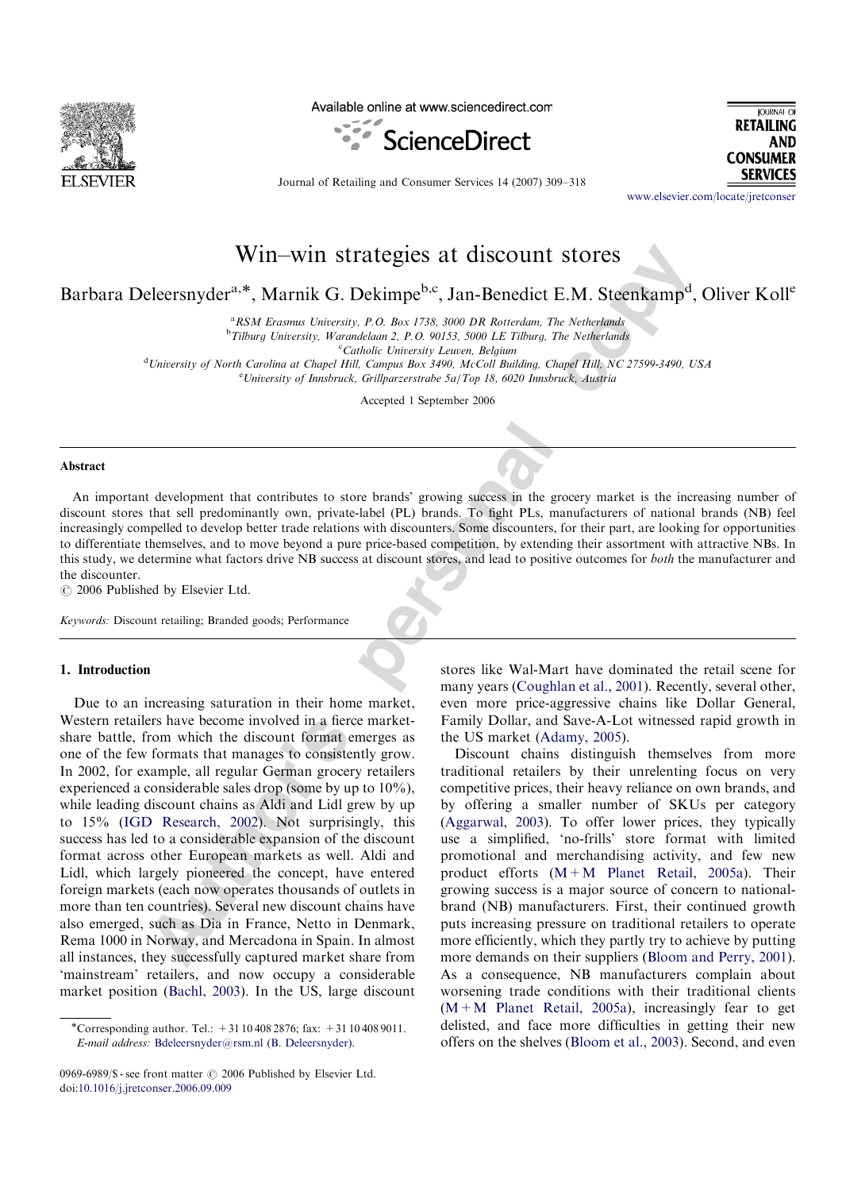# Win–win strategies at discount stores

Barbara Deleersnyder[a,*], Marnik G. Dekimpe[b,c], Jan-Benedict E.M. Steenkamp[d], Oliver Koll[e]

[a] RSM Erasmus University, P.O. Box 1738, 3000 DR Rotterdam, The Netherlands
[b] Tilburg University, Warandelaan 2, P.O. 90153, 5000 LE Tilburg, The Netherlands
[c] Catholic University Leuven, Belgium
[d] University of North Carolina at Chapel Hill, Campus Box 3490, McColl Building, Chapel Hill, NC 27599-3490, USA
[e] University of Innsbruck, Grillparzerstrabe 5a/Top 18, 6020 Innsbruck, Austria

Accepted 1 September 2006

## Abstract

An important development that contributes to store brands' growing success in the grocery market is the increasing number of discount stores that sell predominantly own, private-label (PL) brands. To fight PLs, manufacturers of national brands (NB) feel increasingly compelled to develop better trade relations with discounters. Some discounters, for their part, are looking for opportunities to differentiate themselves, and to move beyond a pure price-based competition, by extending their assortment with attractive NBs. In this study, we determine what factors drive NB success at discount stores, and lead to positive outcomes for *both* the manufacturer and the discounter.

© 2006 Published by Elsevier Ltd.

*Keywords:* Discount retailing; Branded goods; Performance

## 1. Introduction

Due to an increasing saturation in their home market, Western retailers have become involved in a fierce market-share battle, from which the discount format emerges as one of the few formats that manages to consistently grow. In 2002, for example, all regular German grocery retailers experienced a considerable sales drop (some by up to 10%), while leading discount chains as Aldi and Lidl grew by up to 15% (IGD Research, 2002). Not surprisingly, this success has led to a considerable expansion of the discount format across other European markets as well. Aldi and Lidl, which largely pioneered the concept, have entered foreign markets (each now operates thousands of outlets in more than ten countries). Several new discount chains have also emerged, such as Dia in France, Netto in Denmark, Rema 1000 in Norway, and Mercadona in Spain. In almost all instances, they successfully captured market share from 'mainstream' retailers, and now occupy a considerable market position (Bachl, 2003). In the US, large discount stores like Wal-Mart have dominated the retail scene for many years (Coughlan et al., 2001). Recently, several other, even more price-aggressive chains like Dollar General, Family Dollar, and Save-A-Lot witnessed rapid growth in the US market (Adamy, 2005).

Discount chains distinguish themselves from more traditional retailers by their unrelenting focus on very competitive prices, their heavy reliance on own brands, and by offering a smaller number of SKUs per category (Aggarwal, 2003). To offer lower prices, they typically use a simplified, 'no-frills' store format with limited promotional and merchandising activity, and few new product efforts (M+M Planet Retail, 2005a). Their growing success is a major source of concern to national-brand (NB) manufacturers. First, their continued growth puts increasing pressure on traditional retailers to operate more efficiently, which they partly try to achieve by putting more demands on their suppliers (Bloom and Perry, 2001). As a consequence, NB manufacturers complain about worsening trade conditions with their traditional clients (M+M Planet Retail, 2005a), increasingly fear to get delisted, and face more difficulties in getting their new offers on the shelves (Bloom et al., 2003). Second, and even

*Corresponding author. Tel.: +31 10 408 2876; fax: +31 10 408 9011.
*E-mail address:* Bdeleersnyder@rsm.nl (B. Deleersnyder).

0969-6989/$ - see front matter © 2006 Published by Elsevier Ltd.
doi:10.1016/j.jretconser.2006.09.009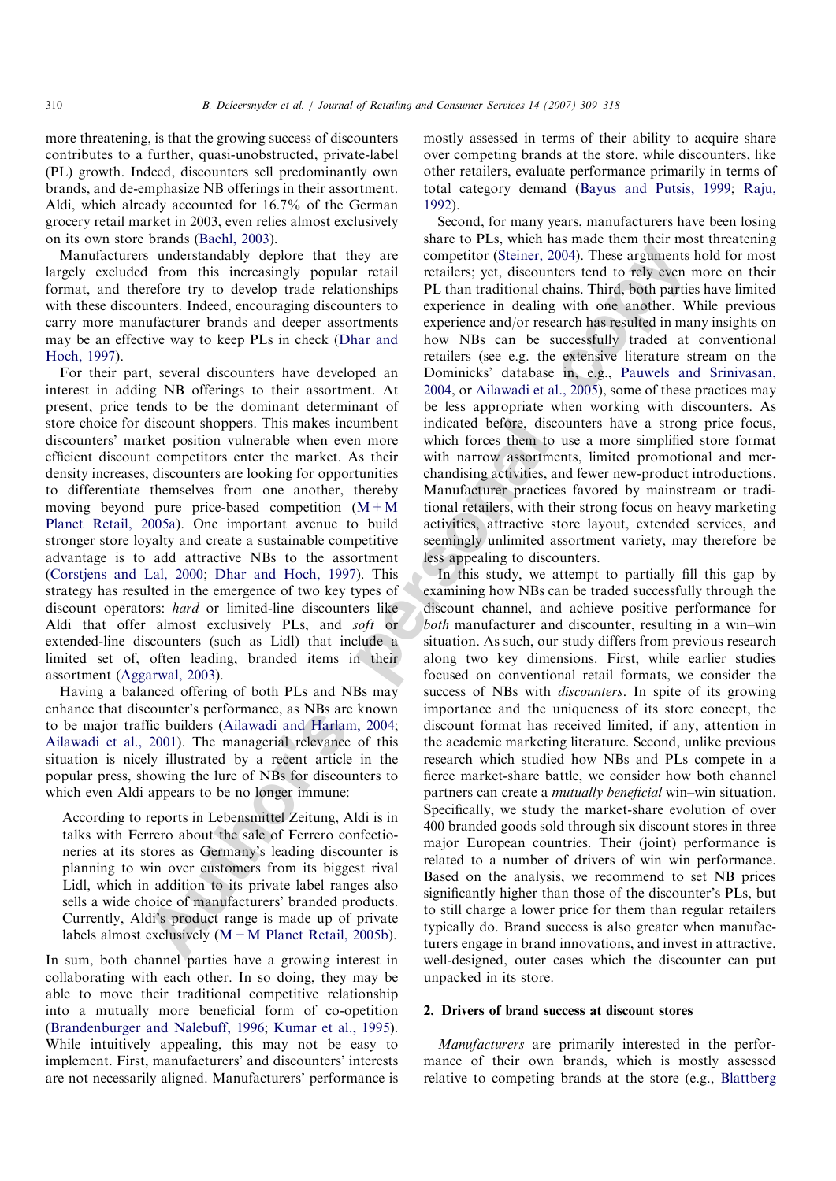more threatening, is that the growing success of discounters contributes to a further, quasi-unobstructed, private-label (PL) growth. Indeed, discounters sell predominantly own brands, and de-emphasize NB offerings in their assortment. Aldi, which already accounted for 16.7% of the German grocery retail market in 2003, even relies almost exclusively on its own store brands (Bachl, 2003).

Manufacturers understandably deplore that they are largely excluded from this increasingly popular retail format, and therefore try to develop trade relationships with these discounters. Indeed, encouraging discounters to carry more manufacturer brands and deeper assortments may be an effective way to keep PLs in check (Dhar and Hoch, 1997).

For their part, several discounters have developed an interest in adding NB offerings to their assortment. At present, price tends to be the dominant determinant of store choice for discount shoppers. This makes incumbent discounters' market position vulnerable when even more efficient discount competitors enter the market. As their density increases, discounters are looking for opportunities to differentiate themselves from one another, thereby moving beyond pure price-based competition (M + M Planet Retail, 2005a). One important avenue to build stronger store loyalty and create a sustainable competitive advantage is to add attractive NBs to the assortment (Corstjens and Lal, 2000; Dhar and Hoch, 1997). This strategy has resulted in the emergence of two key types of discount operators: *hard* or limited-line discounters like Aldi that offer almost exclusively PLs, and *soft* or extended-line discounters (such as Lidl) that include a limited set of, often leading, branded items in their assortment (Aggarwal, 2003).

Having a balanced offering of both PLs and NBs may enhance that discounter's performance, as NBs are known to be major traffic builders (Ailawadi and Harlam, 2004; Ailawadi et al., 2001). The managerial relevance of this situation is nicely illustrated by a recent article in the popular press, showing the lure of NBs for discounters to which even Aldi appears to be no longer immune:

> According to reports in Lebensmittel Zeitung, Aldi is in talks with Ferrero about the sale of Ferrero confectioneries at its stores as Germany's leading discounter is planning to win over customers from its biggest rival Lidl, which in addition to its private label ranges also sells a wide choice of manufacturers' branded products. Currently, Aldi's product range is made up of private labels almost exclusively (M + M Planet Retail, 2005b).

In sum, both channel parties have a growing interest in collaborating with each other. In so doing, they may be able to move their traditional competitive relationship into a mutually more beneficial form of co-opetition (Brandenburger and Nalebuff, 1996; Kumar et al., 1995). While intuitively appealing, this may not be easy to implement. First, manufacturers' and discounters' interests are not necessarily aligned. Manufacturers' performance is mostly assessed in terms of their ability to acquire share over competing brands at the store, while discounters, like other retailers, evaluate performance primarily in terms of total category demand (Bayus and Putsis, 1999; Raju, 1992).

Second, for many years, manufacturers have been losing share to PLs, which has made them their most threatening competitor (Steiner, 2004). These arguments hold for most retailers; yet, discounters tend to rely even more on their PL than traditional chains. Third, both parties have limited experience in dealing with one another. While previous experience and/or research has resulted in many insights on how NBs can be successfully traded at conventional retailers (see e.g. the extensive literature stream on the Dominicks' database in, e.g., Pauwels and Srinivasan, 2004, or Ailawadi et al., 2005), some of these practices may be less appropriate when working with discounters. As indicated before, discounters have a strong price focus, which forces them to use a more simplified store format with narrow assortments, limited promotional and merchandising activities, and fewer new-product introductions. Manufacturer practices favored by mainstream or traditional retailers, with their strong focus on heavy marketing activities, attractive store layout, extended services, and seemingly unlimited assortment variety, may therefore be less appealing to discounters.

In this study, we attempt to partially fill this gap by examining how NBs can be traded successfully through the discount channel, and achieve positive performance for *both* manufacturer and discounter, resulting in a win–win situation. As such, our study differs from previous research along two key dimensions. First, while earlier studies focused on conventional retail formats, we consider the success of NBs with *discounters*. In spite of its growing importance and the uniqueness of its store concept, the discount format has received limited, if any, attention in the academic marketing literature. Second, unlike previous research which studied how NBs and PLs compete in a fierce market-share battle, we consider how both channel partners can create a *mutually beneficial* win–win situation. Specifically, we study the market-share evolution of over 400 branded goods sold through six discount stores in three major European countries. Their (joint) performance is related to a number of drivers of win–win performance. Based on the analysis, we recommend to set NB prices significantly higher than those of the discounter's PLs, but to still charge a lower price for them than regular retailers typically do. Brand success is also greater when manufacturers engage in brand innovations, and invest in attractive, well-designed, outer cases which the discounter can put unpacked in its store.

## 2. Drivers of brand success at discount stores

*Manufacturers* are primarily interested in the performance of their own brands, which is mostly assessed relative to competing brands at the store (e.g., Blattberg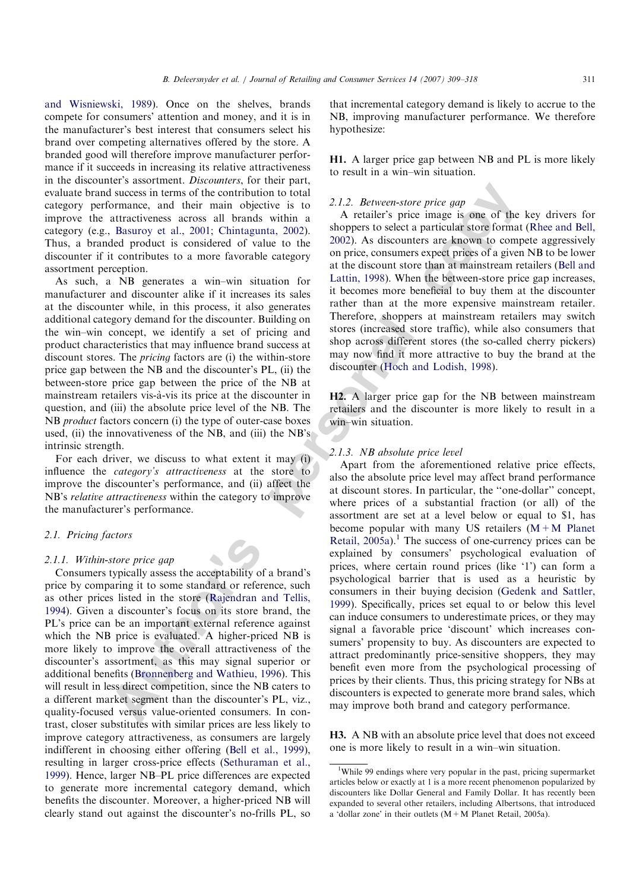and Wisniewski, 1989). Once on the shelves, brands compete for consumers' attention and money, and it is in the manufacturer's best interest that consumers select his brand over competing alternatives offered by the store. A branded good will therefore improve manufacturer performance if it succeeds in increasing its relative attractiveness in the discounter's assortment. *Discounters*, for their part, evaluate brand success in terms of the contribution to total category performance, and their main objective is to improve the attractiveness across all brands within a category (e.g., Basuroy et al., 2001; Chintagunta, 2002). Thus, a branded product is considered of value to the discounter if it contributes to a more favorable category assortment perception.

As such, a NB generates a win–win situation for manufacturer and discounter alike if it increases its sales at the discounter while, in this process, it also generates additional category demand for the discounter. Building on the win–win concept, we identify a set of pricing and product characteristics that may influence brand success at discount stores. The *pricing* factors are (i) the within-store price gap between the NB and the discounter's PL, (ii) the between-store price gap between the price of the NB at mainstream retailers vis-à-vis its price at the discounter in question, and (iii) the absolute price level of the NB. The NB *product* factors concern (i) the type of outer-case boxes used, (ii) the innovativeness of the NB, and (iii) the NB's intrinsic strength.

For each driver, we discuss to what extent it may (i) influence the *category's attractiveness* at the store to improve the discounter's performance, and (ii) affect the NB's *relative attractiveness* within the category to improve the manufacturer's performance.

### 2.1. Pricing factors

#### 2.1.1. Within-store price gap

Consumers typically assess the acceptability of a brand's price by comparing it to some standard or reference, such as other prices listed in the store (Rajendran and Tellis, 1994). Given a discounter's focus on its store brand, the PL's price can be an important external reference against which the NB price is evaluated. A higher-priced NB is more likely to improve the overall attractiveness of the discounter's assortment, as this may signal superior or additional benefits (Bronnenberg and Wathieu, 1996). This will result in less direct competition, since the NB caters to a different market segment than the discounter's PL, viz., quality-focused versus value-oriented consumers. In contrast, closer substitutes with similar prices are less likely to improve category attractiveness, as consumers are largely indifferent in choosing either offering (Bell et al., 1999), resulting in larger cross-price effects (Sethuraman et al., 1999). Hence, larger NB–PL price differences are expected to generate more incremental category demand, which benefits the discounter. Moreover, a higher-priced NB will clearly stand out against the discounter's no-frills PL, so that incremental category demand is likely to accrue to the NB, improving manufacturer performance. We therefore hypothesize:

**H1.** A larger price gap between NB and PL is more likely to result in a win–win situation.

#### 2.1.2. Between-store price gap

A retailer's price image is one of the key drivers for shoppers to select a particular store format (Rhee and Bell, 2002). As discounters are known to compete aggressively on price, consumers expect prices of a given NB to be lower at the discount store than at mainstream retailers (Bell and Lattin, 1998). When the between-store price gap increases, it becomes more beneficial to buy them at the discounter rather than at the more expensive mainstream retailer. Therefore, shoppers at mainstream retailers may switch stores (increased store traffic), while also consumers that shop across different stores (the so-called cherry pickers) may now find it more attractive to buy the brand at the discounter (Hoch and Lodish, 1998).

**H2.** A larger price gap for the NB between mainstream retailers and the discounter is more likely to result in a win–win situation.

#### 2.1.3. NB absolute price level

Apart from the aforementioned relative price effects, also the absolute price level may affect brand performance at discount stores. In particular, the "one-dollar" concept, where prices of a substantial fraction (or all) of the assortment are set at a level below or equal to \$1, has become popular with many US retailers (M+M Planet Retail, 2005a).[1] The success of one-currency prices can be explained by consumers' psychological evaluation of prices, where certain round prices (like '1') can form a psychological barrier that is used as a heuristic by consumers in their buying decision (Gedenk and Sattler, 1999). Specifically, prices set equal to or below this level can induce consumers to underestimate prices, or they may signal a favorable price 'discount' which increases consumers' propensity to buy. As discounters are expected to attract predominantly price-sensitive shoppers, they may benefit even more from the psychological processing of prices by their clients. Thus, this pricing strategy for NBs at discounters is expected to generate more brand sales, which may improve both brand and category performance.

**H3.** A NB with an absolute price level that does not exceed one is more likely to result in a win–win situation.

[1] While 99 endings where very popular in the past, pricing supermarket articles below or exactly at 1 is a more recent phenomenon popularized by discounters like Dollar General and Family Dollar. It has recently been expanded to several other retailers, including Albertsons, that introduced a 'dollar zone' in their outlets (M+M Planet Retail, 2005a).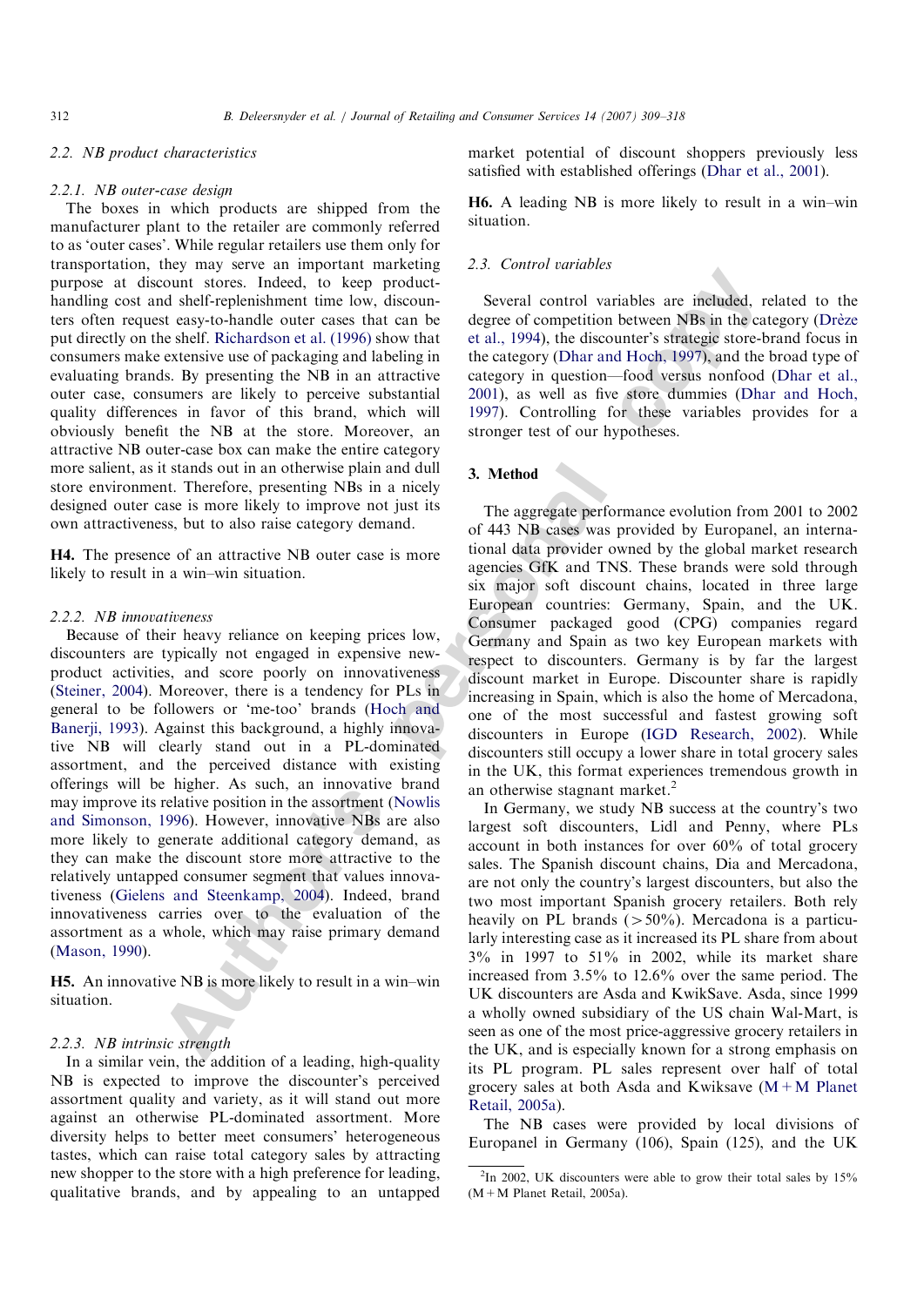### 2.2. NB product characteristics

#### 2.2.1. NB outer-case design

The boxes in which products are shipped from the manufacturer plant to the retailer are commonly referred to as 'outer cases'. While regular retailers use them only for transportation, they may serve an important marketing purpose at discount stores. Indeed, to keep product-handling cost and shelf-replenishment time low, discounters often request easy-to-handle outer cases that can be put directly on the shelf. Richardson et al. (1996) show that consumers make extensive use of packaging and labeling in evaluating brands. By presenting the NB in an attractive outer case, consumers are likely to perceive substantial quality differences in favor of this brand, which will obviously benefit the NB at the store. Moreover, an attractive NB outer-case box can make the entire category more salient, as it stands out in an otherwise plain and dull store environment. Therefore, presenting NBs in a nicely designed outer case is more likely to improve not just its own attractiveness, but to also raise category demand.

**H4.** The presence of an attractive NB outer case is more likely to result in a win–win situation.

#### 2.2.2. NB innovativeness

Because of their heavy reliance on keeping prices low, discounters are typically not engaged in expensive new-product activities, and score poorly on innovativeness (Steiner, 2004). Moreover, there is a tendency for PLs in general to be followers or 'me-too' brands (Hoch and Banerji, 1993). Against this background, a highly innovative NB will clearly stand out in a PL-dominated assortment, and the perceived distance with existing offerings will be higher. As such, an innovative brand may improve its relative position in the assortment (Nowlis and Simonson, 1996). However, innovative NBs are also more likely to generate additional category demand, as they can make the discount store more attractive to the relatively untapped consumer segment that values innovativeness (Gielens and Steenkamp, 2004). Indeed, brand innovativeness carries over to the evaluation of the assortment as a whole, which may raise primary demand (Mason, 1990).

**H5.** An innovative NB is more likely to result in a win–win situation.

#### 2.2.3. NB intrinsic strength

In a similar vein, the addition of a leading, high-quality NB is expected to improve the discounter's perceived assortment quality and variety, as it will stand out more against an otherwise PL-dominated assortment. More diversity helps to better meet consumers' heterogeneous tastes, which can raise total category sales by attracting new shopper to the store with a high preference for leading, qualitative brands, and by appealing to an untapped market potential of discount shoppers previously less satisfied with established offerings (Dhar et al., 2001).

**H6.** A leading NB is more likely to result in a win–win situation.

### 2.3. Control variables

Several control variables are included, related to the degree of competition between NBs in the category (Drèze et al., 1994), the discounter's strategic store-brand focus in the category (Dhar and Hoch, 1997), and the broad type of category in question—food versus nonfood (Dhar et al., 2001), as well as five store dummies (Dhar and Hoch, 1997). Controlling for these variables provides for a stronger test of our hypotheses.

## 3. Method

The aggregate performance evolution from 2001 to 2002 of 443 NB cases was provided by Europanel, an international data provider owned by the global market research agencies GfK and TNS. These brands were sold through six major soft discount chains, located in three large European countries: Germany, Spain, and the UK. Consumer packaged good (CPG) companies regard Germany and Spain as two key European markets with respect to discounters. Germany is by far the largest discount market in Europe. Discounter share is rapidly increasing in Spain, which is also the home of Mercadona, one of the most successful and fastest growing soft discounters in Europe (IGD Research, 2002). While discounters still occupy a lower share in total grocery sales in the UK, this format experiences tremendous growth in an otherwise stagnant market.[2]

In Germany, we study NB success at the country's two largest soft discounters, Lidl and Penny, where PLs account in both instances for over 60% of total grocery sales. The Spanish discount chains, Dia and Mercadona, are not only the country's largest discounters, but also the two most important Spanish grocery retailers. Both rely heavily on PL brands (>50%). Mercadona is a particularly interesting case as it increased its PL share from about 3% in 1997 to 51% in 2002, while its market share increased from 3.5% to 12.6% over the same period. The UK discounters are Asda and KwikSave. Asda, since 1999 a wholly owned subsidiary of the US chain Wal-Mart, is seen as one of the most price-aggressive grocery retailers in the UK, and is especially known for a strong emphasis on its PL program. PL sales represent over half of total grocery sales at both Asda and Kwiksave (M+M Planet Retail, 2005a).

The NB cases were provided by local divisions of Europanel in Germany (106), Spain (125), and the UK

[2] In 2002, UK discounters were able to grow their total sales by 15% (M+M Planet Retail, 2005a).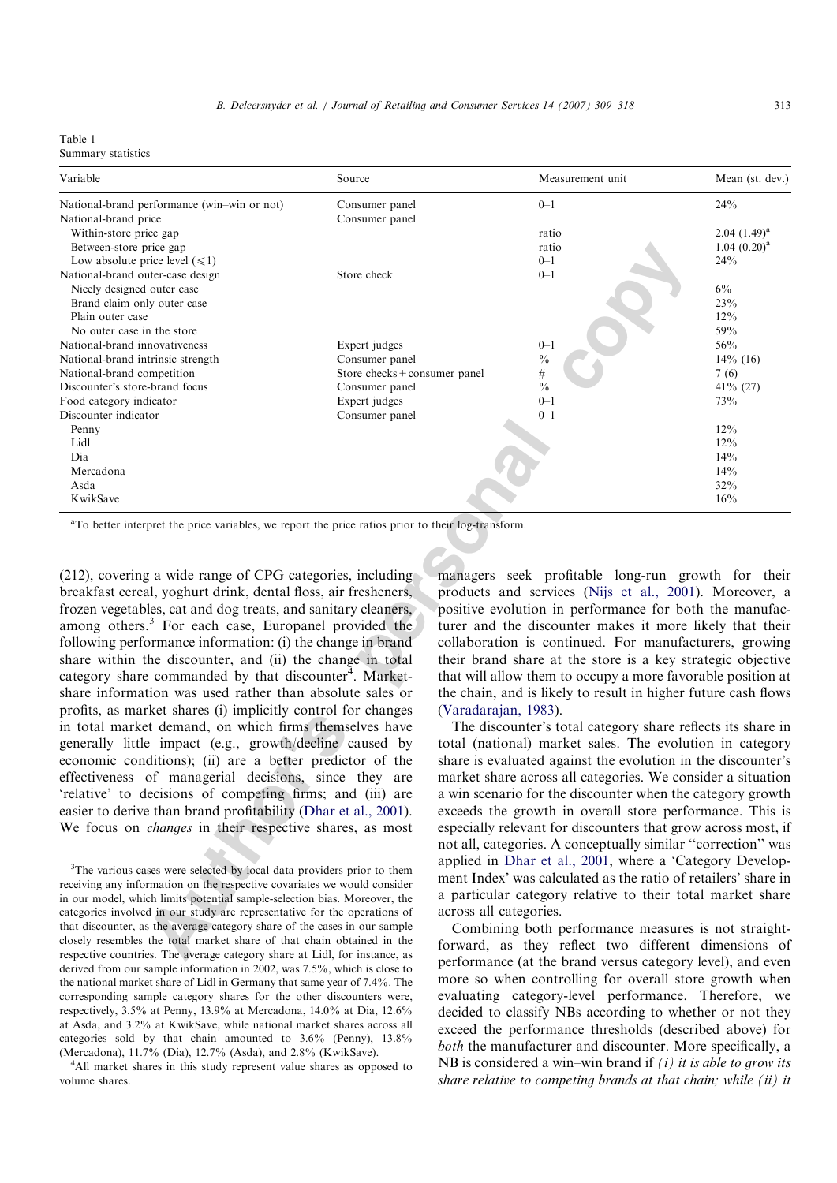Table 1
Summary statistics

| Variable | Source | Measurement unit | Mean (st. dev.) |
|---|---|---|---|
| National-brand performance (win–win or not) | Consumer panel | 0–1 | 24% |
| National-brand price | Consumer panel | | |
| Within-store price gap | | ratio | 2.04 (1.49)[a] |
| Between-store price gap | | ratio | 1.04 (0.20)[a] |
| Low absolute price level (⩽1) | | 0–1 | 24% |
| National-brand outer-case design | Store check | 0–1 | |
| Nicely designed outer case | | | 6% |
| Brand claim only outer case | | | 23% |
| Plain outer case | | | 12% |
| No outer case in the store | | | 59% |
| National-brand innovativeness | Expert judges | 0–1 | 56% |
| National-brand intrinsic strength | Consumer panel | % | 14% (16) |
| National-brand competition | Store checks + consumer panel | # | 7 (6) |
| Discounter's store-brand focus | Consumer panel | % | 41% (27) |
| Food category indicator | Expert judges | 0–1 | 73% |
| Discounter indicator | Consumer panel | 0–1 | |
| Penny | | | 12% |
| Lidl | | | 12% |
| Dia | | | 14% |
| Mercadona | | | 14% |
| Asda | | | 32% |
| KwikSave | | | 16% |

[a]To better interpret the price variables, we report the price ratios prior to their log-transform.

(212), covering a wide range of CPG categories, including breakfast cereal, yoghurt drink, dental floss, air fresheners, frozen vegetables, cat and dog treats, and sanitary cleaners, among others.[3] For each case, Europanel provided the following performance information: (i) the change in brand share within the discounter, and (ii) the change in total category share commanded by that discounter[4]. Market-share information was used rather than absolute sales or profits, as market shares (i) implicitly control for changes in total market demand, on which firms themselves have generally little impact (e.g., growth/decline caused by economic conditions); (ii) are a better predictor of the effectiveness of managerial decisions, since they are 'relative' to decisions of competing firms; and (iii) are easier to derive than brand profitability (Dhar et al., 2001). We focus on *changes* in their respective shares, as most managers seek profitable long-run growth for their products and services (Nijs et al., 2001). Moreover, a positive evolution in performance for both the manufacturer and the discounter makes it more likely that their collaboration is continued. For manufacturers, growing their brand share at the store is a key strategic objective that will allow them to occupy a more favorable position at the chain, and is likely to result in higher future cash flows (Varadarajan, 1983).

The discounter's total category share reflects its share in total (national) market sales. The evolution in category share is evaluated against the evolution in the discounter's market share across all categories. We consider a situation a win scenario for the discounter when the category growth exceeds the growth in overall store performance. This is especially relevant for discounters that grow across most, if not all, categories. A conceptually similar "correction" was applied in Dhar et al., 2001, where a 'Category Development Index' was calculated as the ratio of retailers' share in a particular category relative to their total market share across all categories.

Combining both performance measures is not straightforward, as they reflect two different dimensions of performance (at the brand versus category level), and even more so when controlling for overall store growth when evaluating category-level performance. Therefore, we decided to classify NBs according to whether or not they exceed the performance thresholds (described above) for *both* the manufacturer and discounter. More specifically, a NB is considered a win–win brand if *(i) it is able to grow its share relative to competing brands at that chain; while (ii) it*

[3]The various cases were selected by local data providers prior to them receiving any information on the respective covariates we would consider in our model, which limits potential sample-selection bias. Moreover, the categories involved in our study are representative for the operations of that discounter, as the average category share of the cases in our sample closely resembles the total market share of that chain obtained in the respective countries. The average category share at Lidl, for instance, as derived from our sample information in 2002, was 7.5%, which is close to the national market share of Lidl in Germany that same year of 7.4%. The corresponding sample category shares for the other discounters were, respectively, 3.5% at Penny, 13.9% at Mercadona, 14.0% at Dia, 12.6% at Asda, and 3.2% at KwikSave, while national market shares across all categories sold by that chain amounted to 3.6% (Penny), 13.8% (Mercadona), 11.7% (Dia), 12.7% (Asda), and 2.8% (KwikSave).

[4]All market shares in this study represent value shares as opposed to volume shares.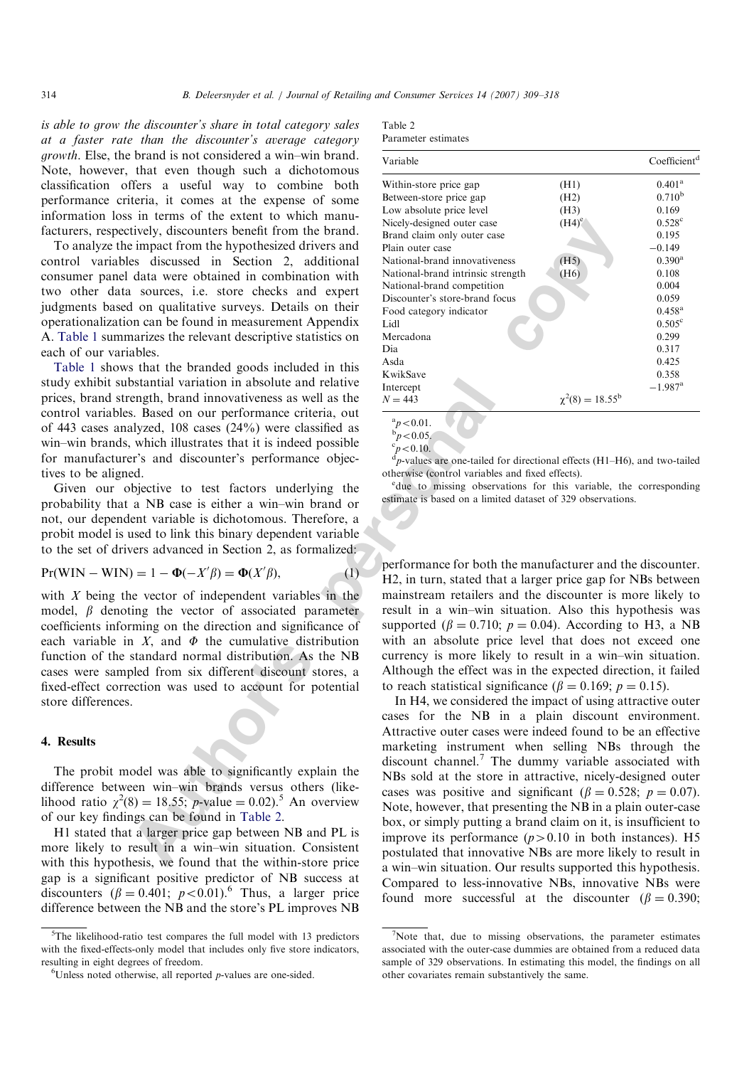*is able to grow the discounter's share in total category sales at a faster rate than the discounter's average category growth*. Else, the brand is not considered a win–win brand. Note, however, that even though such a dichotomous classification offers a useful way to combine both performance criteria, it comes at the expense of some information loss in terms of the extent to which manufacturers, respectively, discounters benefit from the brand.

To analyze the impact from the hypothesized drivers and control variables discussed in Section 2, additional consumer panel data were obtained in combination with two other data sources, i.e. store checks and expert judgments based on qualitative surveys. Details on their operationalization can be found in measurement Appendix A. Table 1 summarizes the relevant descriptive statistics on each of our variables.

Table 1 shows that the branded goods included in this study exhibit substantial variation in absolute and relative prices, brand strength, brand innovativeness as well as the control variables. Based on our performance criteria, out of 443 cases analyzed, 108 cases (24%) were classified as win–win brands, which illustrates that it is indeed possible for manufacturer's and discounter's performance objectives to be aligned.

Given our objective to test factors underlying the probability that a NB case is either a win–win brand or not, our dependent variable is dichotomous. Therefore, a probit model is used to link this binary dependent variable to the set of drivers advanced in Section 2, as formalized:

$$\Pr(\text{WIN}-\text{WIN}) = 1 - \Phi(-X'\beta) = \Phi(X'\beta), \tag{1}$$

with $X$ being the vector of independent variables in the model, $\beta$ denoting the vector of associated parameter coefficients informing on the direction and significance of each variable in $X$, and $\Phi$ the cumulative distribution function of the standard normal distribution. As the NB cases were sampled from six different discount stores, a fixed-effect correction was used to account for potential store differences.

## 4. Results

The probit model was able to significantly explain the difference between win–win brands versus others (likelihood ratio $\chi^2(8) = 18.55$; $p$-value $= 0.02$).[5] An overview of our key findings can be found in Table 2.

Table 2
Parameter estimates

| Variable | | Coefficient[d] |
|---|---|---|
| Within-store price gap | (H1) | 0.401[a] |
| Between-store price gap | (H2) | 0.710[b] |
| Low absolute price level | (H3) | 0.169 |
| Nicely-designed outer case | (H4)[e] | 0.528[c] |
| Brand claim only outer case | | 0.195 |
| Plain outer case | | −0.149 |
| National-brand innovativeness | (H5) | 0.390[a] |
| National-brand intrinsic strength | (H6) | 0.108 |
| National-brand competition | | 0.004 |
| Discounter's store-brand focus | | 0.059 |
| Food category indicator | | 0.458[a] |
| Lidl | | 0.505[c] |
| Mercadona | | 0.299 |
| Dia | | 0.317 |
| Asda | | 0.425 |
| KwikSave | | 0.358 |
| Intercept | | −1.987[a] |
| $N = 443$ | $\chi^2(8) = 18.55$[b] | |

[a] $p<0.01$.
[b] $p<0.05$.
[c] $p<0.10$.
[d] $p$-values are one-tailed for directional effects (H1–H6), and two-tailed otherwise (control variables and fixed effects).
[e] due to missing observations for this variable, the corresponding estimate is based on a limited dataset of 329 observations.

H1 stated that a larger price gap between NB and PL is more likely to result in a win–win situation. Consistent with this hypothesis, we found that the within-store price gap is a significant positive predictor of NB success at discounters ($\beta = 0.401$; $p<0.01$).[6] Thus, a larger price difference between the NB and the store's PL improves NB performance for both the manufacturer and the discounter. H2, in turn, stated that a larger price gap for NBs between mainstream retailers and the discounter is more likely to result in a win–win situation. Also this hypothesis was supported ($\beta = 0.710$; $p = 0.04$). According to H3, a NB with an absolute price level that does not exceed one currency is more likely to result in a win–win situation. Although the effect was in the expected direction, it failed to reach statistical significance ($\beta = 0.169$; $p = 0.15$).

In H4, we considered the impact of using attractive outer cases for the NB in a plain discount environment. Attractive outer cases were indeed found to be an effective marketing instrument when selling NBs through the discount channel.[7] The dummy variable associated with NBs sold at the store in attractive, nicely-designed outer cases was positive and significant ($\beta = 0.528$; $p = 0.07$). Note, however, that presenting the NB in a plain outer-case box, or simply putting a brand claim on it, is insufficient to improve its performance ($p>0.10$ in both instances). H5 postulated that innovative NBs are more likely to result in a win–win situation. Our results supported this hypothesis. Compared to less-innovative NBs, innovative NBs were found more successful at the discounter ($\beta = 0.390$;

[5] The likelihood-ratio test compares the full model with 13 predictors with the fixed-effects-only model that includes only five store indicators, resulting in eight degrees of freedom.

[6] Unless noted otherwise, all reported $p$-values are one-sided.

[7] Note that, due to missing observations, the parameter estimates associated with the outer-case dummies are obtained from a reduced data sample of 329 observations. In estimating this model, the findings on all other covariates remain substantively the same.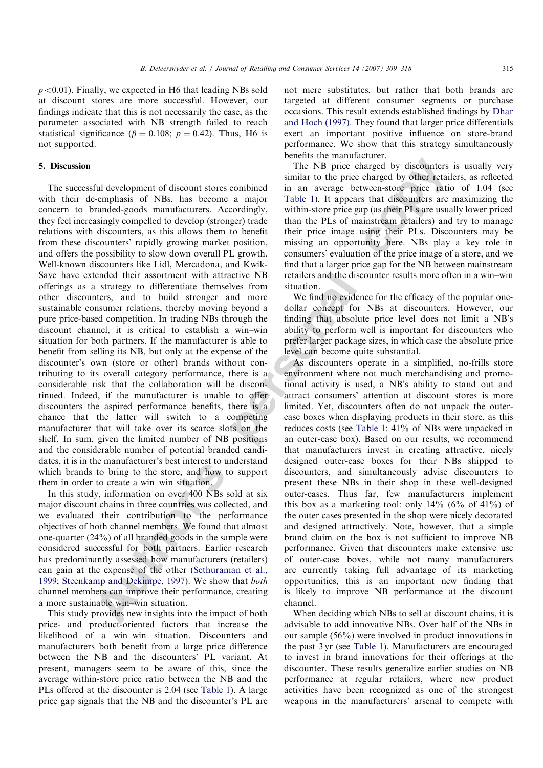$p<0.01$). Finally, we expected in H6 that leading NBs sold at discount stores are more successful. However, our findings indicate that this is not necessarily the case, as the parameter associated with NB strength failed to reach statistical significance ($\beta = 0.108$; $p = 0.42$). Thus, H6 is not supported.

## 5. Discussion

The successful development of discount stores combined with their de-emphasis of NBs, has become a major concern to branded-goods manufacturers. Accordingly, they feel increasingly compelled to develop (stronger) trade relations with discounters, as this allows them to benefit from these discounters' rapidly growing market position, and offers the possibility to slow down overall PL growth. Well-known discounters like Lidl, Mercadona, and Kwik-Save have extended their assortment with attractive NB offerings as a strategy to differentiate themselves from other discounters, and to build stronger and more sustainable consumer relations, thereby moving beyond a pure price-based competition. In trading NBs through the discount channel, it is critical to establish a win–win situation for both partners. If the manufacturer is able to benefit from selling its NB, but only at the expense of the discounter's own (store or other) brands without contributing to its overall category performance, there is a considerable risk that the collaboration will be discontinued. Indeed, if the manufacturer is unable to offer discounters the aspired performance benefits, there is a chance that the latter will switch to a competing manufacturer that will take over its scarce slots on the shelf. In sum, given the limited number of NB positions and the considerable number of potential branded candidates, it is in the manufacturer's best interest to understand which brands to bring to the store, and how to support them in order to create a win–win situation.

In this study, information on over 400 NBs sold at six major discount chains in three countries was collected, and we evaluated their contribution to the performance objectives of both channel members. We found that almost one-quarter (24%) of all branded goods in the sample were considered successful for both partners. Earlier research has predominantly assessed how manufacturers (retailers) can gain at the expense of the other (Sethuraman et al., 1999; Steenkamp and Dekimpe, 1997). We show that *both* channel members can improve their performance, creating a more sustainable win–win situation.

This study provides new insights into the impact of both price- and product-oriented factors that increase the likelihood of a win–win situation. Discounters and manufacturers both benefit from a large price difference between the NB and the discounters' PL variant. At present, managers seem to be aware of this, since the average within-store price ratio between the NB and the PLs offered at the discounter is 2.04 (see Table 1). A large price gap signals that the NB and the discounter's PL are not mere substitutes, but rather that both brands are targeted at different consumer segments or purchase occasions. This result extends established findings by Dhar and Hoch (1997). They found that larger price differentials exert an important positive influence on store-brand performance. We show that this strategy simultaneously benefits the manufacturer.

The NB price charged by discounters is usually very similar to the price charged by other retailers, as reflected in an average between-store price ratio of 1.04 (see Table 1). It appears that discounters are maximizing the within-store price gap (as their PLs are usually lower priced than the PLs of mainstream retailers) and try to manage their price image using their PLs. Discounters may be missing an opportunity here. NBs play a key role in consumers' evaluation of the price image of a store, and we find that a larger price gap for the NB between mainstream retailers and the discounter results more often in a win–win situation.

We find no evidence for the efficacy of the popular one-dollar concept for NBs at discounters. However, our finding that absolute price level does not limit a NB's ability to perform well is important for discounters who prefer larger package sizes, in which case the absolute price level can become quite substantial.

As discounters operate in a simplified, no-frills store environment where not much merchandising and promotional activity is used, a NB's ability to stand out and attract consumers' attention at discount stores is more limited. Yet, discounters often do not unpack the outer-case boxes when displaying products in their store, as this reduces costs (see Table 1: 41% of NBs were unpacked in an outer-case box). Based on our results, we recommend that manufacturers invest in creating attractive, nicely designed outer-case boxes for their NBs shipped to discounters, and simultaneously advise discounters to present these NBs in their shop in these well-designed outer-cases. Thus far, few manufacturers implement this box as a marketing tool: only 14% (6% of 41%) of the outer cases presented in the shop were nicely decorated and designed attractively. Note, however, that a simple brand claim on the box is not sufficient to improve NB performance. Given that discounters make extensive use of outer-case boxes, while not many manufacturers are currently taking full advantage of its marketing opportunities, this is an important new finding that is likely to improve NB performance at the discount channel.

When deciding which NBs to sell at discount chains, it is advisable to add innovative NBs. Over half of the NBs in our sample (56%) were involved in product innovations in the past 3 yr (see Table 1). Manufacturers are encouraged to invest in brand innovations for their offerings at the discounter. These results generalize earlier studies on NB performance at regular retailers, where new product activities have been recognized as one of the strongest weapons in the manufacturers' arsenal to compete with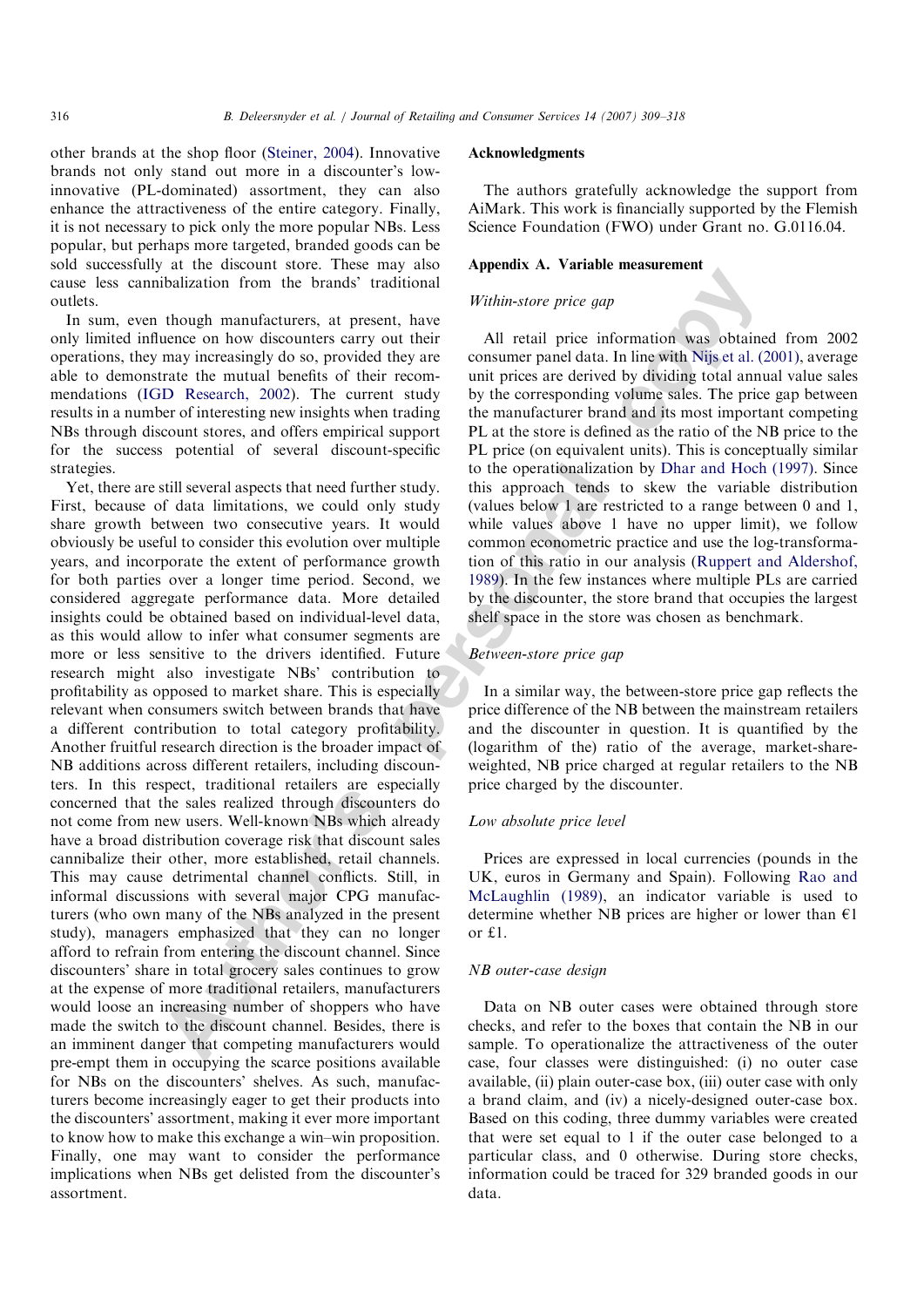other brands at the shop floor (Steiner, 2004). Innovative brands not only stand out more in a discounter's low-innovative (PL-dominated) assortment, they can also enhance the attractiveness of the entire category. Finally, it is not necessary to pick only the more popular NBs. Less popular, but perhaps more targeted, branded goods can be sold successfully at the discount store. These may also cause less cannibalization from the brands' traditional outlets.

In sum, even though manufacturers, at present, have only limited influence on how discounters carry out their operations, they may increasingly do so, provided they are able to demonstrate the mutual benefits of their recommendations (IGD Research, 2002). The current study results in a number of interesting new insights when trading NBs through discount stores, and offers empirical support for the success potential of several discount-specific strategies.

Yet, there are still several aspects that need further study. First, because of data limitations, we could only study share growth between two consecutive years. It would obviously be useful to consider this evolution over multiple years, and incorporate the extent of performance growth for both parties over a longer time period. Second, we considered aggregate performance data. More detailed insights could be obtained based on individual-level data, as this would allow to infer what consumer segments are more or less sensitive to the drivers identified. Future research might also investigate NBs' contribution to profitability as opposed to market share. This is especially relevant when consumers switch between brands that have a different contribution to total category profitability. Another fruitful research direction is the broader impact of NB additions across different retailers, including discounters. In this respect, traditional retailers are especially concerned that the sales realized through discounters do not come from new users. Well-known NBs which already have a broad distribution coverage risk that discount sales cannibalize their other, more established, retail channels. This may cause detrimental channel conflicts. Still, in informal discussions with several major CPG manufacturers (who own many of the NBs analyzed in the present study), managers emphasized that they can no longer afford to refrain from entering the discount channel. Since discounters' share in total grocery sales continues to grow at the expense of more traditional retailers, manufacturers would loose an increasing number of shoppers who have made the switch to the discount channel. Besides, there is an imminent danger that competing manufacturers would pre-empt them in occupying the scarce positions available for NBs on the discounters' shelves. As such, manufacturers become increasingly eager to get their products into the discounters' assortment, making it ever more important to know how to make this exchange a win–win proposition. Finally, one may want to consider the performance implications when NBs get delisted from the discounter's assortment.

## Acknowledgments

The authors gratefully acknowledge the support from AiMark. This work is financially supported by the Flemish Science Foundation (FWO) under Grant no. G.0116.04.

## Appendix A. Variable measurement

*Within-store price gap*

All retail price information was obtained from 2002 consumer panel data. In line with Nijs et al. (2001), average unit prices are derived by dividing total annual value sales by the corresponding volume sales. The price gap between the manufacturer brand and its most important competing PL at the store is defined as the ratio of the NB price to the PL price (on equivalent units). This is conceptually similar to the operationalization by Dhar and Hoch (1997). Since this approach tends to skew the variable distribution (values below 1 are restricted to a range between 0 and 1, while values above 1 have no upper limit), we follow common econometric practice and use the log-transformation of this ratio in our analysis (Ruppert and Aldershof, 1989). In the few instances where multiple PLs are carried by the discounter, the store brand that occupies the largest shelf space in the store was chosen as benchmark.

*Between-store price gap*

In a similar way, the between-store price gap reflects the price difference of the NB between the mainstream retailers and the discounter in question. It is quantified by the (logarithm of the) ratio of the average, market-share-weighted, NB price charged at regular retailers to the NB price charged by the discounter.

*Low absolute price level*

Prices are expressed in local currencies (pounds in the UK, euros in Germany and Spain). Following Rao and McLaughlin (1989), an indicator variable is used to determine whether NB prices are higher or lower than €1 or £1.

*NB outer-case design*

Data on NB outer cases were obtained through store checks, and refer to the boxes that contain the NB in our sample. To operationalize the attractiveness of the outer case, four classes were distinguished: (i) no outer case available, (ii) plain outer-case box, (iii) outer case with only a brand claim, and (iv) a nicely-designed outer-case box. Based on this coding, three dummy variables were created that were set equal to 1 if the outer case belonged to a particular class, and 0 otherwise. During store checks, information could be traced for 329 branded goods in our data.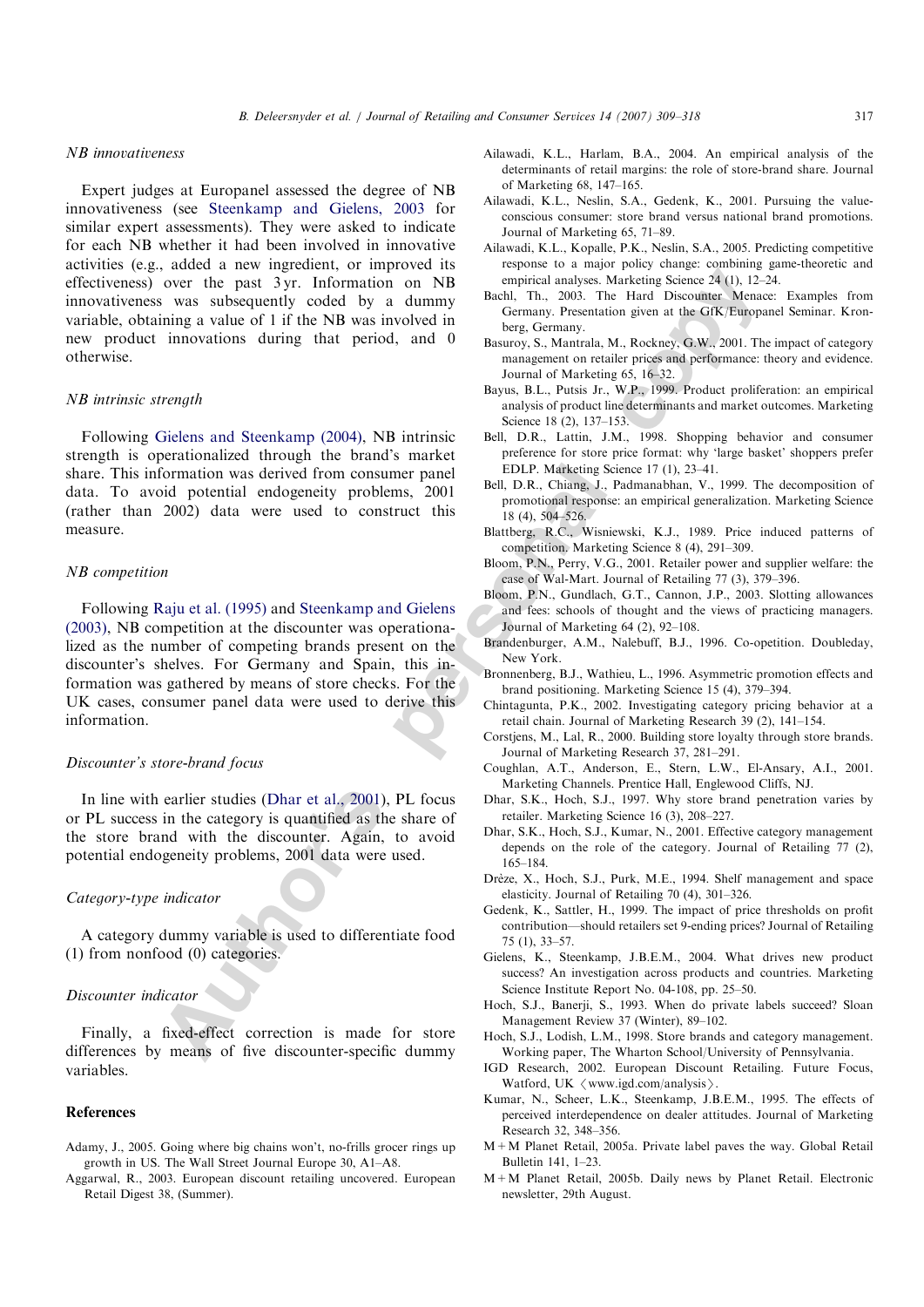*NB innovativeness*

Expert judges at Europanel assessed the degree of NB innovativeness (see Steenkamp and Gielens, 2003 for similar expert assessments). They were asked to indicate for each NB whether it had been involved in innovative activities (e.g., added a new ingredient, or improved its effectiveness) over the past 3 yr. Information on NB innovativeness was subsequently coded by a dummy variable, obtaining a value of 1 if the NB was involved in new product innovations during that period, and 0 otherwise.

*NB intrinsic strength*

Following Gielens and Steenkamp (2004), NB intrinsic strength is operationalized through the brand's market share. This information was derived from consumer panel data. To avoid potential endogeneity problems, 2001 (rather than 2002) data were used to construct this measure.

*NB competition*

Following Raju et al. (1995) and Steenkamp and Gielens (2003), NB competition at the discounter was operationalized as the number of competing brands present on the discounter's shelves. For Germany and Spain, this information was gathered by means of store checks. For the UK cases, consumer panel data were used to derive this information.

*Discounter's store-brand focus*

In line with earlier studies (Dhar et al., 2001), PL focus or PL success in the category is quantified as the share of the store brand with the discounter. Again, to avoid potential endogeneity problems, 2001 data were used.

*Category-type indicator*

A category dummy variable is used to differentiate food (1) from nonfood (0) categories.

*Discounter indicator*

Finally, a fixed-effect correction is made for store differences by means of five discounter-specific dummy variables.

## References

Adamy, J., 2005. Going where big chains won't, no-frills grocer rings up growth in US. The Wall Street Journal Europe 30, A1–A8.

Aggarwal, R., 2003. European discount retailing uncovered. European Retail Digest 38, (Summer).

Ailawadi, K.L., Harlam, B.A., 2004. An empirical analysis of the determinants of retail margins: the role of store-brand share. Journal of Marketing 68, 147–165.

Ailawadi, K.L., Neslin, S.A., Gedenk, K., 2001. Pursuing the value-conscious consumer: store brand versus national brand promotions. Journal of Marketing 65, 71–89.

Ailawadi, K.L., Kopalle, P.K., Neslin, S.A., 2005. Predicting competitive response to a major policy change: combining game-theoretic and empirical analyses. Marketing Science 24 (1), 12–24.

Bachl, Th., 2003. The Hard Discounter Menace: Examples from Germany. Presentation given at the GfK/Europanel Seminar. Kronberg, Germany.

Basuroy, S., Mantrala, M., Rockney, G.W., 2001. The impact of category management on retailer prices and performance: theory and evidence. Journal of Marketing 65, 16–32.

Bayus, B.L., Putsis Jr., W.P., 1999. Product proliferation: an empirical analysis of product line determinants and market outcomes. Marketing Science 18 (2), 137–153.

Bell, D.R., Lattin, J.M., 1998. Shopping behavior and consumer preference for store price format: why 'large basket' shoppers prefer EDLP. Marketing Science 17 (1), 23–41.

Bell, D.R., Chiang, J., Padmanabhan, V., 1999. The decomposition of promotional response: an empirical generalization. Marketing Science 18 (4), 504–526.

Blattberg, R.C., Wisniewski, K.J., 1989. Price induced patterns of competition. Marketing Science 8 (4), 291–309.

Bloom, P.N., Perry, V.G., 2001. Retailer power and supplier welfare: the case of Wal-Mart. Journal of Retailing 77 (3), 379–396.

Bloom, P.N., Gundlach, G.T., Cannon, J.P., 2003. Slotting allowances and fees: schools of thought and the views of practicing managers. Journal of Marketing 64 (2), 92–108.

Brandenburger, A.M., Nalebuff, B.J., 1996. Co-opetition. Doubleday, New York.

Bronnenberg, B.J., Wathieu, L., 1996. Asymmetric promotion effects and brand positioning. Marketing Science 15 (4), 379–394.

Chintagunta, P.K., 2002. Investigating category pricing behavior at a retail chain. Journal of Marketing Research 39 (2), 141–154.

Corstjens, M., Lal, R., 2000. Building store loyalty through store brands. Journal of Marketing Research 37, 281–291.

Coughlan, A.T., Anderson, E., Stern, L.W., El-Ansary, A.I., 2001. Marketing Channels. Prentice Hall, Englewood Cliffs, NJ.

Dhar, S.K., Hoch, S.J., 1997. Why store brand penetration varies by retailer. Marketing Science 16 (3), 208–227.

Dhar, S.K., Hoch, S.J., Kumar, N., 2001. Effective category management depends on the role of the category. Journal of Retailing 77 (2), 165–184.

Drèze, X., Hoch, S.J., Purk, M.E., 1994. Shelf management and space elasticity. Journal of Retailing 70 (4), 301–326.

Gedenk, K., Sattler, H., 1999. The impact of price thresholds on profit contribution—should retailers set 9-ending prices? Journal of Retailing 75 (1), 33–57.

Gielens, K., Steenkamp, J.B.E.M., 2004. What drives new product success? An investigation across products and countries. Marketing Science Institute Report No. 04-108, pp. 25–50.

Hoch, S.J., Banerji, S., 1993. When do private labels succeed? Sloan Management Review 37 (Winter), 89–102.

Hoch, S.J., Lodish, L.M., 1998. Store brands and category management. Working paper, The Wharton School/University of Pennsylvania.

IGD Research, 2002. European Discount Retailing. Future Focus, Watford, UK ⟨www.igd.com/analysis⟩.

Kumar, N., Scheer, L.K., Steenkamp, J.B.E.M., 1995. The effects of perceived interdependence on dealer attitudes. Journal of Marketing Research 32, 348–356.

M+M Planet Retail, 2005a. Private label paves the way. Global Retail Bulletin 141, 1–23.

M+M Planet Retail, 2005b. Daily news by Planet Retail. Electronic newsletter, 29th August.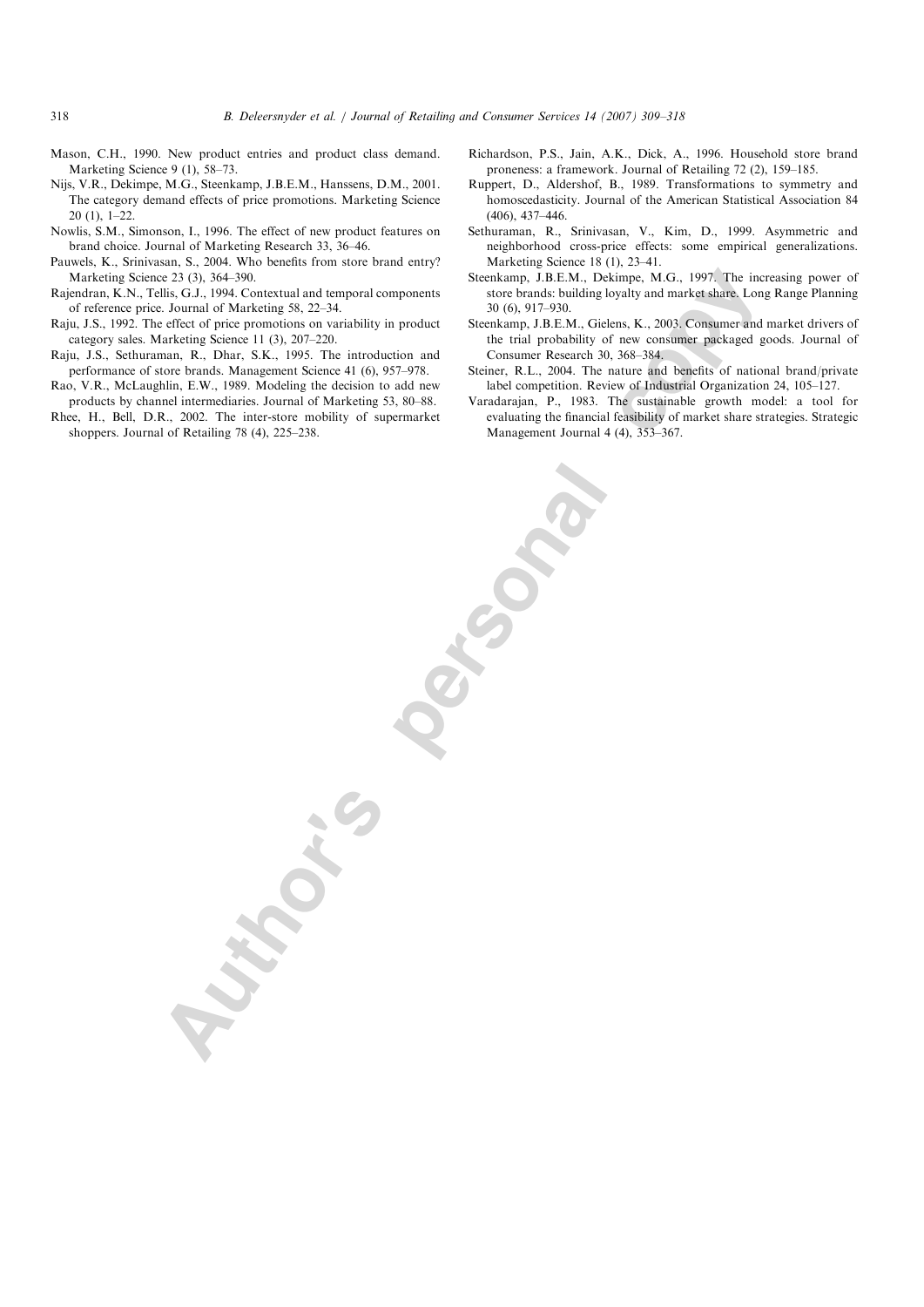Mason, C.H., 1990. New product entries and product class demand. Marketing Science 9 (1), 58–73.

Nijs, V.R., Dekimpe, M.G., Steenkamp, J.B.E.M., Hanssens, D.M., 2001. The category demand effects of price promotions. Marketing Science 20 (1), 1–22.

Nowlis, S.M., Simonson, I., 1996. The effect of new product features on brand choice. Journal of Marketing Research 33, 36–46.

Pauwels, K., Srinivasan, S., 2004. Who benefits from store brand entry? Marketing Science 23 (3), 364–390.

Rajendran, K.N., Tellis, G.J., 1994. Contextual and temporal components of reference price. Journal of Marketing 58, 22–34.

Raju, J.S., 1992. The effect of price promotions on variability in product category sales. Marketing Science 11 (3), 207–220.

Raju, J.S., Sethuraman, R., Dhar, S.K., 1995. The introduction and performance of store brands. Management Science 41 (6), 957–978.

Rao, V.R., McLaughlin, E.W., 1989. Modeling the decision to add new products by channel intermediaries. Journal of Marketing 53, 80–88.

Rhee, H., Bell, D.R., 2002. The inter-store mobility of supermarket shoppers. Journal of Retailing 78 (4), 225–238.

Richardson, P.S., Jain, A.K., Dick, A., 1996. Household store brand proneness: a framework. Journal of Retailing 72 (2), 159–185.

Ruppert, D., Aldershof, B., 1989. Transformations to symmetry and homoscedasticity. Journal of the American Statistical Association 84 (406), 437–446.

Sethuraman, R., Srinivasan, V., Kim, D., 1999. Asymmetric and neighborhood cross-price effects: some empirical generalizations. Marketing Science 18 (1), 23–41.

Steenkamp, J.B.E.M., Dekimpe, M.G., 1997. The increasing power of store brands: building loyalty and market share. Long Range Planning 30 (6), 917–930.

Steenkamp, J.B.E.M., Gielens, K., 2003. Consumer and market drivers of the trial probability of new consumer packaged goods. Journal of Consumer Research 30, 368–384.

Steiner, R.L., 2004. The nature and benefits of national brand/private label competition. Review of Industrial Organization 24, 105–127.

Varadarajan, P., 1983. The sustainable growth model: a tool for evaluating the financial feasibility of market share strategies. Strategic Management Journal 4 (4), 353–367.